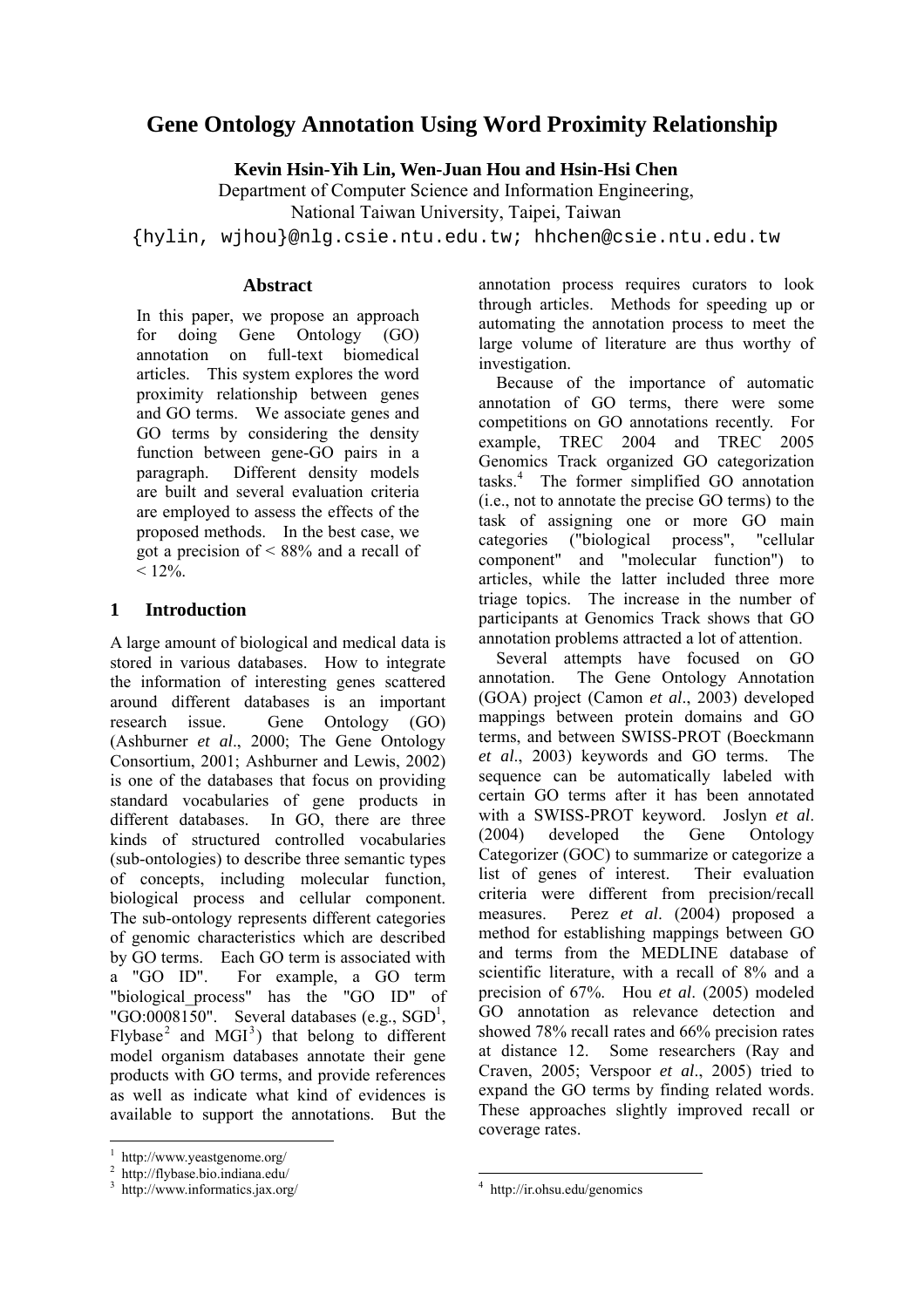# Gene Ontology Annotation Using Word Proximity Relationship

**Kevin Hsin-Yih Lin, Wen-Juan Hou and Hsin-Hsi Chen**

Department of Computer Science and Information Engineering,
National Taiwan University, Taipei, Taiwan
{hylin, wjhou}@nlg.csie.ntu.edu.tw; hhchen@csie.ntu.edu.tw

## Abstract

In this paper, we propose an approach for doing Gene Ontology (GO) annotation on full-text biomedical articles. This system explores the word proximity relationship between genes and GO terms. We associate genes and GO terms by considering the density function between gene-GO pairs in a paragraph. Different density models are built and several evaluation criteria are employed to assess the effects of the proposed methods. In the best case, we got a precision of < 88% and a recall of < 12%.

## 1 Introduction

A large amount of biological and medical data is stored in various databases. How to integrate the information of interesting genes scattered around different databases is an important research issue. Gene Ontology (GO) (Ashburner *et al*., 2000; The Gene Ontology Consortium, 2001; Ashburner and Lewis, 2002) is one of the databases that focus on providing standard vocabularies of gene products in different databases. In GO, there are three kinds of structured controlled vocabularies (sub-ontologies) to describe three semantic types of concepts, including molecular function, biological process and cellular component. The sub-ontology represents different categories of genomic characteristics which are described by GO terms. Each GO term is associated with a "GO ID". For example, a GO term "biological_process" has the "GO ID" of "GO:0008150". Several databases (e.g., SGD[1], Flybase[2] and MGI[3]) that belong to different model organism databases annotate their gene products with GO terms, and provide references as well as indicate what kind of evidences is available to support the annotations. But the annotation process requires curators to look through articles. Methods for speeding up or automating the annotation process to meet the large volume of literature are thus worthy of investigation.

Because of the importance of automatic annotation of GO terms, there were some competitions on GO annotations recently. For example, TREC 2004 and TREC 2005 Genomics Track organized GO categorization tasks.[4] The former simplified GO annotation (i.e., not to annotate the precise GO terms) to the task of assigning one or more GO main categories ("biological process", "cellular component" and "molecular function") to articles, while the latter included three more triage topics. The increase in the number of participants at Genomics Track shows that GO annotation problems attracted a lot of attention.

Several attempts have focused on GO annotation. The Gene Ontology Annotation (GOA) project (Camon *et al*., 2003) developed mappings between protein domains and GO terms, and between SWISS-PROT (Boeckmann *et al*., 2003) keywords and GO terms. The sequence can be automatically labeled with certain GO terms after it has been annotated with a SWISS-PROT keyword. Joslyn *et al*. (2004) developed the Gene Ontology Categorizer (GOC) to summarize or categorize a list of genes of interest. Their evaluation criteria were different from precision/recall measures. Perez *et al*. (2004) proposed a method for establishing mappings between GO and terms from the MEDLINE database of scientific literature, with a recall of 8% and a precision of 67%. Hou *et al*. (2005) modeled GO annotation as relevance detection and showed 78% recall rates and 66% precision rates at distance 12. Some researchers (Ray and Craven, 2005; Verspoor *et al*., 2005) tried to expand the GO terms by finding related words. These approaches slightly improved recall or coverage rates.

---

[1] http://www.yeastgenome.org/
[2] http://flybase.bio.indiana.edu/
[3] http://www.informatics.jax.org/
[4] http://ir.ohsu.edu/genomics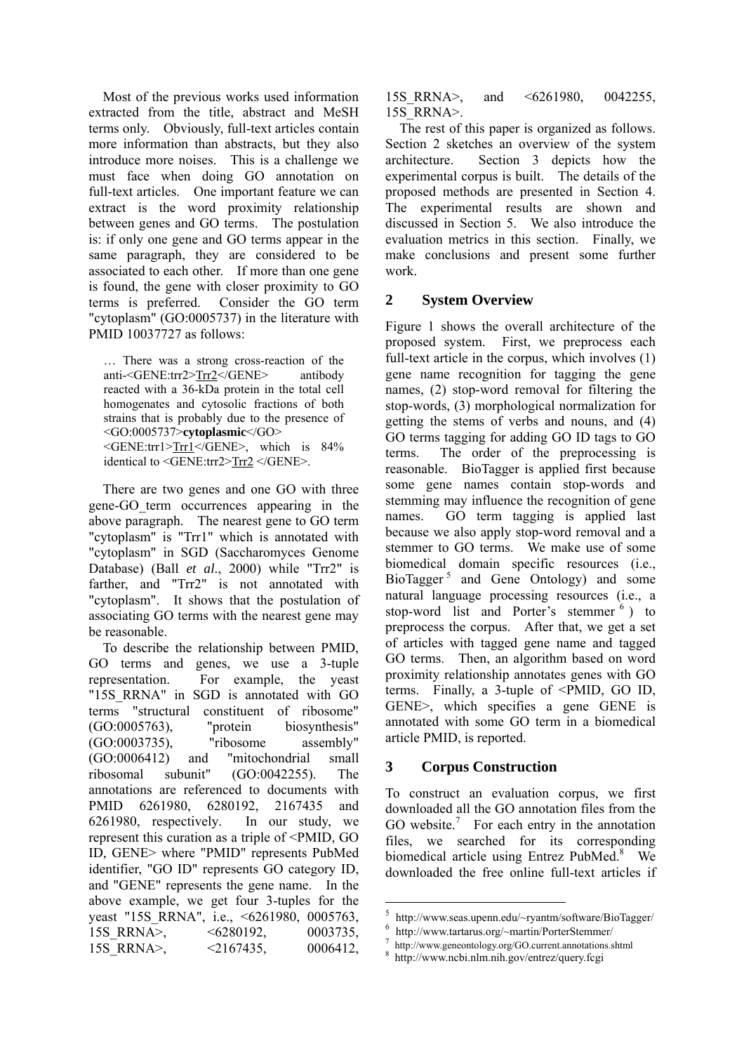Most of the previous works used information extracted from the title, abstract and MeSH terms only. Obviously, full-text articles contain more information than abstracts, but they also introduce more noises. This is a challenge we must face when doing GO annotation on full-text articles. One important feature we can extract is the word proximity relationship between genes and GO terms. The postulation is: if only one gene and GO terms appear in the same paragraph, they are considered to be associated to each other. If more than one gene is found, the gene with closer proximity to GO terms is preferred. Consider the GO term "cytoplasm" (GO:0005737) in the literature with PMID 10037727 as follows:

> … There was a strong cross-reaction of the anti-<GENE:trr2>Trr2</GENE> antibody reacted with a 36-kDa protein in the total cell homogenates and cytosolic fractions of both strains that is probably due to the presence of <GO:0005737>**cytoplasmic**</GO> <GENE:trr1>Trr1</GENE>, which is 84% identical to <GENE:trr2>Trr2 </GENE>.

There are two genes and one GO with three gene-GO_term occurrences appearing in the above paragraph. The nearest gene to GO term "cytoplasm" is "Trr1" which is annotated with "cytoplasm" in SGD (Saccharomyces Genome Database) (Ball *et al.*, 2000) while "Trr2" is farther, and "Trr2" is not annotated with "cytoplasm". It shows that the postulation of associating GO terms with the nearest gene may be reasonable.

To describe the relationship between PMID, GO terms and genes, we use a 3-tuple representation. For example, the yeast "15S_RRNA" in SGD is annotated with GO terms "structural constituent of ribosome" (GO:0005763), "protein biosynthesis" (GO:0003735), "ribosome assembly" (GO:0006412) and "mitochondrial small ribosomal subunit" (GO:0042255). The annotations are referenced to documents with PMID 6261980, 6280192, 2167435 and 6261980, respectively. In our study, we represent this curation as a triple of <PMID, GO ID, GENE> where "PMID" represents PubMed identifier, "GO ID" represents GO category ID, and "GENE" represents the gene name. In the above example, we get four 3-tuples for the yeast "15S_RRNA", i.e., <6261980, 0005763, 15S_RRNA>, <6280192, 0003735, 15S_RRNA>, <2167435, 0006412, 15S_RRNA>, and <6261980, 0042255, 15S_RRNA>.

The rest of this paper is organized as follows. Section 2 sketches an overview of the system architecture. Section 3 depicts how the experimental corpus is built. The details of the proposed methods are presented in Section 4. The experimental results are shown and discussed in Section 5. We also introduce the evaluation metrics in this section. Finally, we make conclusions and present some further work.

## 2 System Overview

Figure 1 shows the overall architecture of the proposed system. First, we preprocess each full-text article in the corpus, which involves (1) gene name recognition for tagging the gene names, (2) stop-word removal for filtering the stop-words, (3) morphological normalization for getting the stems of verbs and nouns, and (4) GO terms tagging for adding GO ID tags to GO terms. The order of the preprocessing is reasonable. BioTagger is applied first because some gene names contain stop-words and stemming may influence the recognition of gene names. GO term tagging is applied last because we also apply stop-word removal and a stemmer to GO terms. We make use of some biomedical domain specific resources (i.e., BioTagger[5] and Gene Ontology) and some natural language processing resources (i.e., a stop-word list and Porter's stemmer[6]) to preprocess the corpus. After that, we get a set of articles with tagged gene name and tagged GO terms. Then, an algorithm based on word proximity relationship annotates genes with GO terms. Finally, a 3-tuple of <PMID, GO ID, GENE>, which specifies a gene GENE is annotated with some GO term in a biomedical article PMID, is reported.

## 3 Corpus Construction

To construct an evaluation corpus, we first downloaded all the GO annotation files from the GO website.[7] For each entry in the annotation files, we searched for its corresponding biomedical article using Entrez PubMed.[8] We downloaded the free online full-text articles if

---

[5] http://www.seas.upenn.edu/~ryantm/software/BioTagger/
[6] http://www.tartarus.org/~martin/PorterStemmer/
[7] http://www.geneontology.org/GO.current.annotations.shtml
[8] http://www.ncbi.nlm.nih.gov/entrez/query.fcgi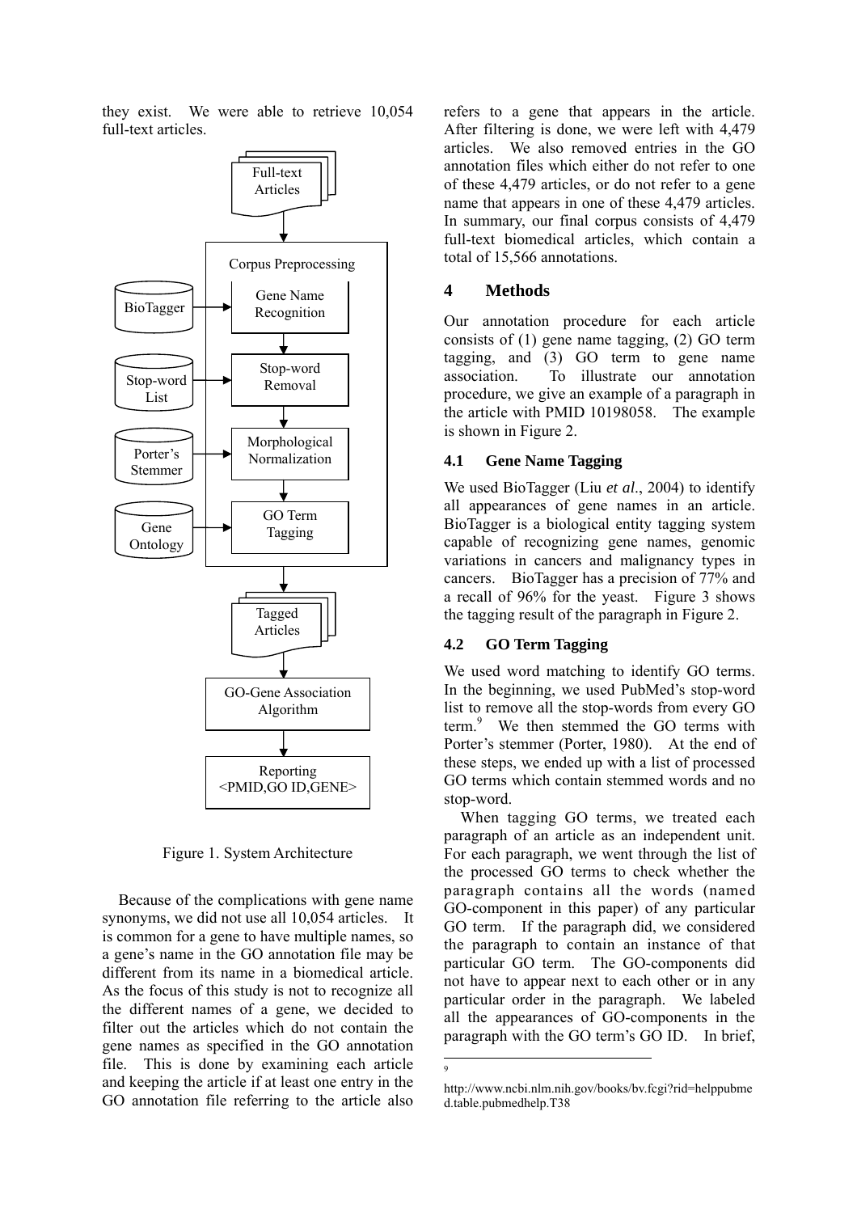they exist. We were able to retrieve 10,054 full-text articles.

Figure 1. System Architecture

Because of the complications with gene name synonyms, we did not use all 10,054 articles. It is common for a gene to have multiple names, so a gene's name in the GO annotation file may be different from its name in a biomedical article. As the focus of this study is not to recognize all the different names of a gene, we decided to filter out the articles which do not contain the gene names as specified in the GO annotation file. This is done by examining each article and keeping the article if at least one entry in the GO annotation file referring to the article also refers to a gene that appears in the article. After filtering is done, we were left with 4,479 articles. We also removed entries in the GO annotation files which either do not refer to one of these 4,479 articles, or do not refer to a gene name that appears in one of these 4,479 articles. In summary, our final corpus consists of 4,479 full-text biomedical articles, which contain a total of 15,566 annotations.

## 4 Methods

Our annotation procedure for each article consists of (1) gene name tagging, (2) GO term tagging, and (3) GO term to gene name association. To illustrate our annotation procedure, we give an example of a paragraph in the article with PMID 10198058. The example is shown in Figure 2.

### 4.1 Gene Name Tagging

We used BioTagger (Liu *et al*., 2004) to identify all appearances of gene names in an article. BioTagger is a biological entity tagging system capable of recognizing gene names, genomic variations in cancers and malignancy types in cancers. BioTagger has a precision of 77% and a recall of 96% for the yeast. Figure 3 shows the tagging result of the paragraph in Figure 2.

### 4.2 GO Term Tagging

We used word matching to identify GO terms. In the beginning, we used PubMed's stop-word list to remove all the stop-words from every GO term.[9] We then stemmed the GO terms with Porter's stemmer (Porter, 1980). At the end of these steps, we ended up with a list of processed GO terms which contain stemmed words and no stop-word.

When tagging GO terms, we treated each paragraph of an article as an independent unit. For each paragraph, we went through the list of the processed GO terms to check whether the paragraph contains all the words (named GO-component in this paper) of any particular GO term. If the paragraph did, we considered the paragraph to contain an instance of that particular GO term. The GO-components did not have to appear next to each other or in any particular order in the paragraph. We labeled all the appearances of GO-components in the paragraph with the GO term's GO ID. In brief,

[9] http://www.ncbi.nlm.nih.gov/books/bv.fcgi?rid=helppubmed.table.pubmedhelp.T38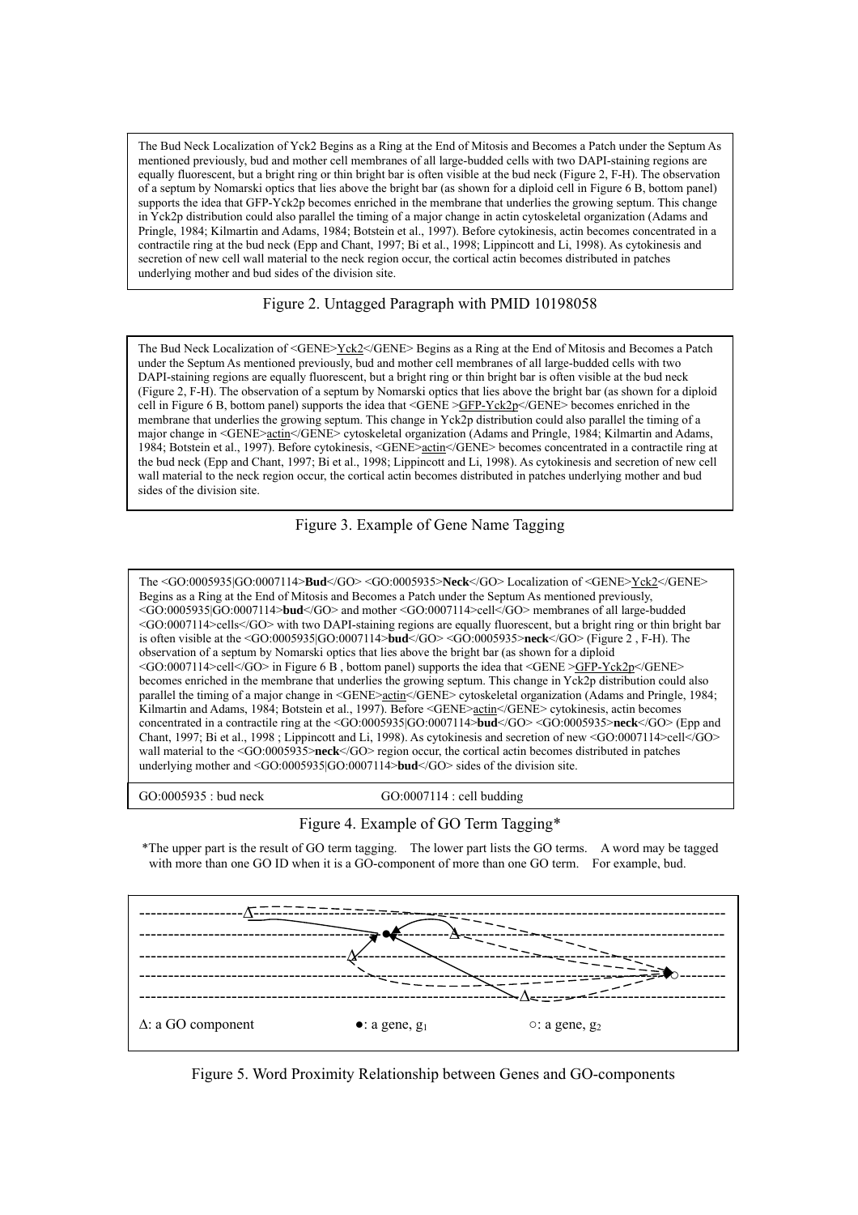The Bud Neck Localization of Yck2 Begins as a Ring at the End of Mitosis and Becomes a Patch under the Septum As mentioned previously, bud and mother cell membranes of all large-budded cells with two DAPI-staining regions are equally fluorescent, but a bright ring or thin bright bar is often visible at the bud neck (Figure 2, F-H). The observation of a septum by Nomarski optics that lies above the bright bar (as shown for a diploid cell in Figure 6 B, bottom panel) supports the idea that GFP-Yck2p becomes enriched in the membrane that underlies the growing septum. This change in Yck2p distribution could also parallel the timing of a major change in actin cytoskeletal organization (Adams and Pringle, 1984; Kilmartin and Adams, 1984; Botstein et al., 1997). Before cytokinesis, actin becomes concentrated in a contractile ring at the bud neck (Epp and Chant, 1997; Bi et al., 1998; Lippincott and Li, 1998). As cytokinesis and secretion of new cell wall material to the neck region occur, the cortical actin becomes distributed in patches underlying mother and bud sides of the division site.

Figure 2. Untagged Paragraph with PMID 10198058

The Bud Neck Localization of <GENE>Yck2</GENE> Begins as a Ring at the End of Mitosis and Becomes a Patch under the Septum As mentioned previously, bud and mother cell membranes of all large-budded cells with two DAPI-staining regions are equally fluorescent, but a bright ring or thin bright bar is often visible at the bud neck (Figure 2, F-H). The observation of a septum by Nomarski optics that lies above the bright bar (as shown for a diploid cell in Figure 6 B, bottom panel) supports the idea that <GENE >GFP-Yck2p</GENE> becomes enriched in the membrane that underlies the growing septum. This change in Yck2p distribution could also parallel the timing of a major change in <GENE>actin</GENE> cytoskeletal organization (Adams and Pringle, 1984; Kilmartin and Adams, 1984; Botstein et al., 1997). Before cytokinesis, <GENE>actin</GENE> becomes concentrated in a contractile ring at the bud neck (Epp and Chant, 1997; Bi et al., 1998; Lippincott and Li, 1998). As cytokinesis and secretion of new cell wall material to the neck region occur, the cortical actin becomes distributed in patches underlying mother and bud sides of the division site.

Figure 3. Example of Gene Name Tagging

The <GO:0005935|GO:0007114>**Bud**</GO> <GO:0005935>**Neck**</GO> Localization of <GENE>Yck2</GENE> Begins as a Ring at the End of Mitosis and Becomes a Patch under the Septum As mentioned previously, <GO:0005935|GO:0007114>**bud**</GO> and mother <GO:0007114>cell</GO> membranes of all large-budded <GO:0007114>cells</GO> with two DAPI-staining regions are equally fluorescent, but a bright ring or thin bright bar is often visible at the <GO:0005935|GO:0007114>**bud**</GO> <GO:0005935>**neck**</GO> (Figure 2 , F-H). The observation of a septum by Nomarski optics that lies above the bright bar (as shown for a diploid <GO:0007114>cell</GO> in Figure 6 B , bottom panel) supports the idea that <GENE >GFP-Yck2p</GENE> becomes enriched in the membrane that underlies the growing septum. This change in Yck2p distribution could also parallel the timing of a major change in <GENE>actin</GENE> cytoskeletal organization (Adams and Pringle, 1984; Kilmartin and Adams, 1984; Botstein et al., 1997). Before <GENE>actin</GENE> cytokinesis, actin becomes concentrated in a contractile ring at the <GO:0005935|GO:0007114>**bud**</GO> <GO:0005935>**neck**</GO> (Epp and Chant, 1997; Bi et al., 1998 ; Lippincott and Li, 1998). As cytokinesis and secretion of new <GO:0007114>cell</GO> wall material to the <GO:0005935>**neck**</GO> region occur, the cortical actin becomes distributed in patches underlying mother and <GO:0005935|GO:0007114>**bud**</GO> sides of the division site.

GO:0005935 : bud neck GO:0007114 : cell budding

Figure 4. Example of GO Term Tagging*

*The upper part is the result of GO term tagging. The lower part lists the GO terms. A word may be tagged with more than one GO ID when it is a GO-component of more than one GO term. For example, bud.

Δ: a GO component ●: a gene, $g_1$ ○: a gene, $g_2$

Figure 5. Word Proximity Relationship between Genes and GO-components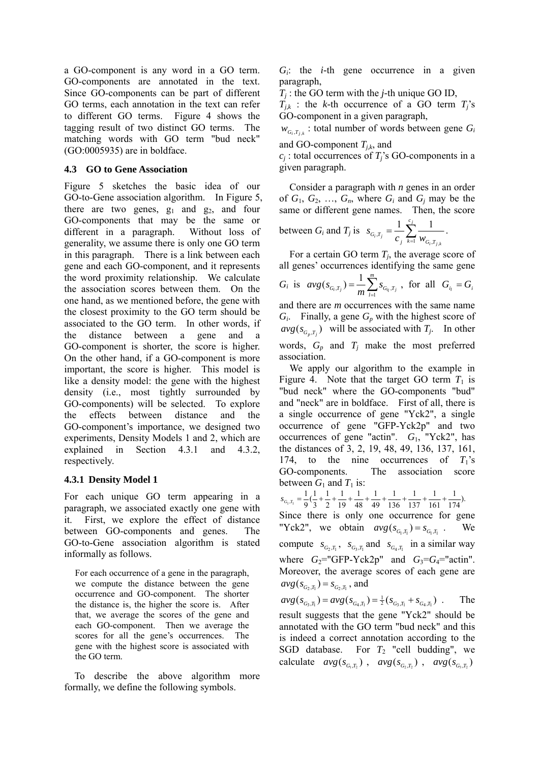a GO-component is any word in a GO term. GO-components are annotated in the text. Since GO-components can be part of different GO terms, each annotation in the text can refer to different GO terms. Figure 4 shows the tagging result of two distinct GO terms. The matching words with GO term "bud neck" (GO:0005935) are in boldface.

## 4.3 GO to Gene Association

Figure 5 sketches the basic idea of our GO-to-Gene association algorithm. In Figure 5, there are two genes, $g_1$ and $g_2$, and four GO-components that may be the same or different in a paragraph. Without loss of generality, we assume there is only one GO term in this paragraph. There is a link between each gene and each GO-component, and it represents the word proximity relationship. We calculate the association scores between them. On the one hand, as we mentioned before, the gene with the closest proximity to the GO term should be associated to the GO term. In other words, if the distance between a gene and a GO-component is shorter, the score is higher. On the other hand, if a GO-component is more important, the score is higher. This model is like a density model: the gene with the highest density (i.e., most tightly surrounded by GO-components) will be selected. To explore the effects between distance and the GO-component's importance, we designed two experiments, Density Models 1 and 2, which are explained in Section 4.3.1 and 4.3.2, respectively.

### 4.3.1 Density Model 1

For each unique GO term appearing in a paragraph, we associated exactly one gene with it. First, we explore the effect of distance between GO-components and genes. The GO-to-Gene association algorithm is stated informally as follows.

> For each occurrence of a gene in the paragraph, we compute the distance between the gene occurrence and GO-component. The shorter the distance is, the higher the score is. After that, we average the scores of the gene and each GO-component. Then we average the scores for all the gene's occurrences. The gene with the highest score is associated with the GO term.

To describe the above algorithm more formally, we define the following symbols.

$G_i$: the $i$-th gene occurrence in a given paragraph,
$T_j$ : the GO term with the $j$-th unique GO ID,
$T_{j,k}$ : the $k$-th occurrence of a GO term $T_j$'s GO-component in a given paragraph,
$w_{G_i,T_{j,k}}$ : total number of words between gene $G_i$ and GO-component $T_{j,k}$, and
$c_j$ : total occurrences of $T_j$'s GO-components in a given paragraph.

Consider a paragraph with $n$ genes in an order of $G_1$, $G_2$, …, $G_n$, where $G_i$ and $G_j$ may be the same or different gene names. Then, the score between $G_i$ and $T_j$ is $s_{G_i,T_j} = \frac{1}{c_j}\sum_{k=1}^{c_j}\frac{1}{w_{G_i,T_{j,k}}}$.

For a certain GO term $T_j$, the average score of all genes' occurrences identifying the same gene $G_i$ is $avg(s_{G_i,T_j}) = \frac{1}{m}\sum_{l=1}^{m} s_{G_{i_l},T_j}$, for all $G_{i_l} = G_i$ and there are $m$ occurrences with the same name $G_i$. Finally, a gene $G_p$ with the highest score of $avg(s_{G_p,T_j})$ will be associated with $T_j$. In other words, $G_p$ and $T_j$ make the most preferred association.

We apply our algorithm to the example in Figure 4. Note that the target GO term $T_1$ is "bud neck" where the GO-components "bud" and "neck" are in boldface. First of all, there is a single occurrence of gene "Yck2", a single occurrence of gene "GFP-Yck2p" and two occurrences of gene "actin". $G_1$, "Yck2", has the distances of 3, 2, 19, 48, 49, 136, 137, 161, 174, to the nine occurrences of $T_1$'s GO-components. The association score between $G_1$ and $T_1$ is:
$s_{G_1,T_1} = \frac{1}{9}(\frac{1}{3}+\frac{1}{2}+\frac{1}{19}+\frac{1}{48}+\frac{1}{49}+\frac{1}{136}+\frac{1}{137}+\frac{1}{161}+\frac{1}{174})$.
Since there is only one occurrence for gene "Yck2", we obtain $avg(s_{G_1,T_1}) = s_{G_1,T_1}$. We compute $s_{G_2,T_1}$, $s_{G_3,T_1}$ and $s_{G_4,T_1}$ in a similar way where $G_2$="GFP-Yck2p" and $G_3$=$G_4$="actin". Moreover, the average scores of each gene are $avg(s_{G_2,T_1}) = s_{G_2,T_1}$, and $avg(s_{G_3,T_1}) = avg(s_{G_4,T_1}) = \frac{1}{2}(s_{G_3,T_1} + s_{G_4,T_1})$. The result suggests that the gene "Yck2" should be annotated with the GO term "bud neck" and this is indeed a correct annotation according to the SGD database. For $T_2$ "cell budding", we calculate $avg(s_{G_1,T_2})$, $avg(s_{G_2,T_2})$, $avg(s_{G_3,T_2})$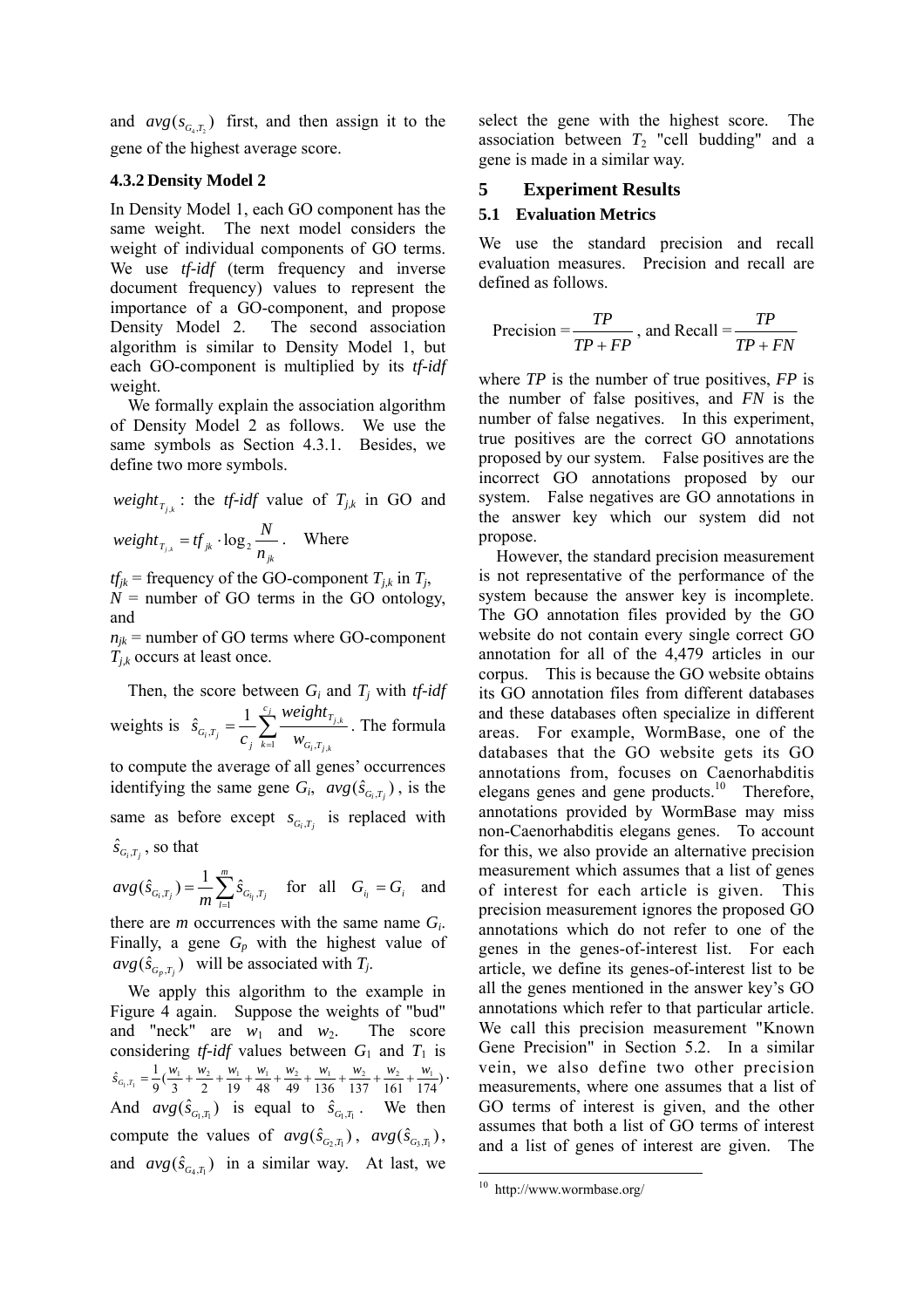and $avg(s_{G_4,T_2})$ first, and then assign it to the gene of the highest average score.

### 4.3.2 Density Model 2

In Density Model 1, each GO component has the same weight. The next model considers the weight of individual components of GO terms. We use *tf-idf* (term frequency and inverse document frequency) values to represent the importance of a GO-component, and propose Density Model 2. The second association algorithm is similar to Density Model 1, but each GO-component is multiplied by its *tf-idf* weight.

We formally explain the association algorithm of Density Model 2 as follows. We use the same symbols as Section 4.3.1. Besides, we define two more symbols.

$weight_{T_{j,k}}$ : the *tf-idf* value of $T_{j,k}$ in GO and $weight_{T_{j,k}} = tf_{jk} \cdot \log_2 \frac{N}{n_{jk}}$ . Where

$tf_{jk}$ = frequency of the GO-component $T_{j,k}$ in $T_j$,
$N$ = number of GO terms in the GO ontology, and
$n_{jk}$ = number of GO terms where GO-component $T_{j,k}$ occurs at least once.

Then, the score between $G_i$ and $T_j$ with *tf-idf* weights is $\hat{s}_{G_i,T_j} = \frac{1}{c_j} \sum_{k=1}^{c_j} \frac{weight_{T_{j,k}}}{w_{G_i,T_{j,k}}}$. The formula to compute the average of all genes' occurrences identifying the same gene $G_i$, $avg(\hat{s}_{G_i,T_j})$, is the same as before except $s_{G_i,T_j}$ is replaced with $\hat{s}_{G_i,T_j}$, so that

$avg(\hat{s}_{G_i,T_j}) = \frac{1}{m} \sum_{l=1}^{m} \hat{s}_{G_{i_l},T_j}$ for all $G_{i_l} = G_i$ and

there are $m$ occurrences with the same name $G_i$. Finally, a gene $G_p$ with the highest value of $avg(\hat{s}_{G_p,T_j})$ will be associated with $T_j$.

We apply this algorithm to the example in Figure 4 again. Suppose the weights of "bud" and "neck" are $w_1$ and $w_2$. The score considering *tf-idf* values between $G_1$ and $T_1$ is $\hat{s}_{G_1,T_1} = \frac{1}{9}(\frac{w_1}{3} + \frac{w_2}{2} + \frac{w_1}{19} + \frac{w_1}{48} + \frac{w_2}{49} + \frac{w_1}{136} + \frac{w_2}{137} + \frac{w_2}{161} + \frac{w_1}{174})$. And $avg(\hat{s}_{G_1,T_1})$ is equal to $\hat{s}_{G_1,T_1}$. We then compute the values of $avg(\hat{s}_{G_2,T_1})$, $avg(\hat{s}_{G_3,T_1})$, and $avg(\hat{s}_{G_4,T_1})$ in a similar way. At last, we select the gene with the highest score. The association between $T_2$ "cell budding" and a gene is made in a similar way.

## 5 Experiment Results

### 5.1 Evaluation Metrics

We use the standard precision and recall evaluation measures. Precision and recall are defined as follows.

$$\text{Precision} = \frac{TP}{TP+FP}, \text{ and Recall} = \frac{TP}{TP+FN}$$

where $TP$ is the number of true positives, $FP$ is the number of false positives, and $FN$ is the number of false negatives. In this experiment, true positives are the correct GO annotations proposed by our system. False positives are the incorrect GO annotations proposed by our system. False negatives are GO annotations in the answer key which our system did not propose.

However, the standard precision measurement is not representative of the performance of the system because the answer key is incomplete. The GO annotation files provided by the GO website do not contain every single correct GO annotation for all of the 4,479 articles in our corpus. This is because the GO website obtains its GO annotation files from different databases and these databases often specialize in different areas. For example, WormBase, one of the databases that the GO website gets its GO annotations from, focuses on Caenorhabditis elegans genes and gene products.[10] Therefore, annotations provided by WormBase may miss non-Caenorhabditis elegans genes. To account for this, we also provide an alternative precision measurement which assumes that a list of genes of interest for each article is given. This precision measurement ignores the proposed GO annotations which do not refer to one of the genes in the genes-of-interest list. For each article, we define its genes-of-interest list to be all the genes mentioned in the answer key's GO annotations which refer to that particular article. We call this precision measurement "Known Gene Precision" in Section 5.2. In a similar vein, we also define two other precision measurements, where one assumes that a list of GO terms of interest is given, and the other assumes that both a list of GO terms of interest and a list of genes of interest are given. The

[10] http://www.wormbase.org/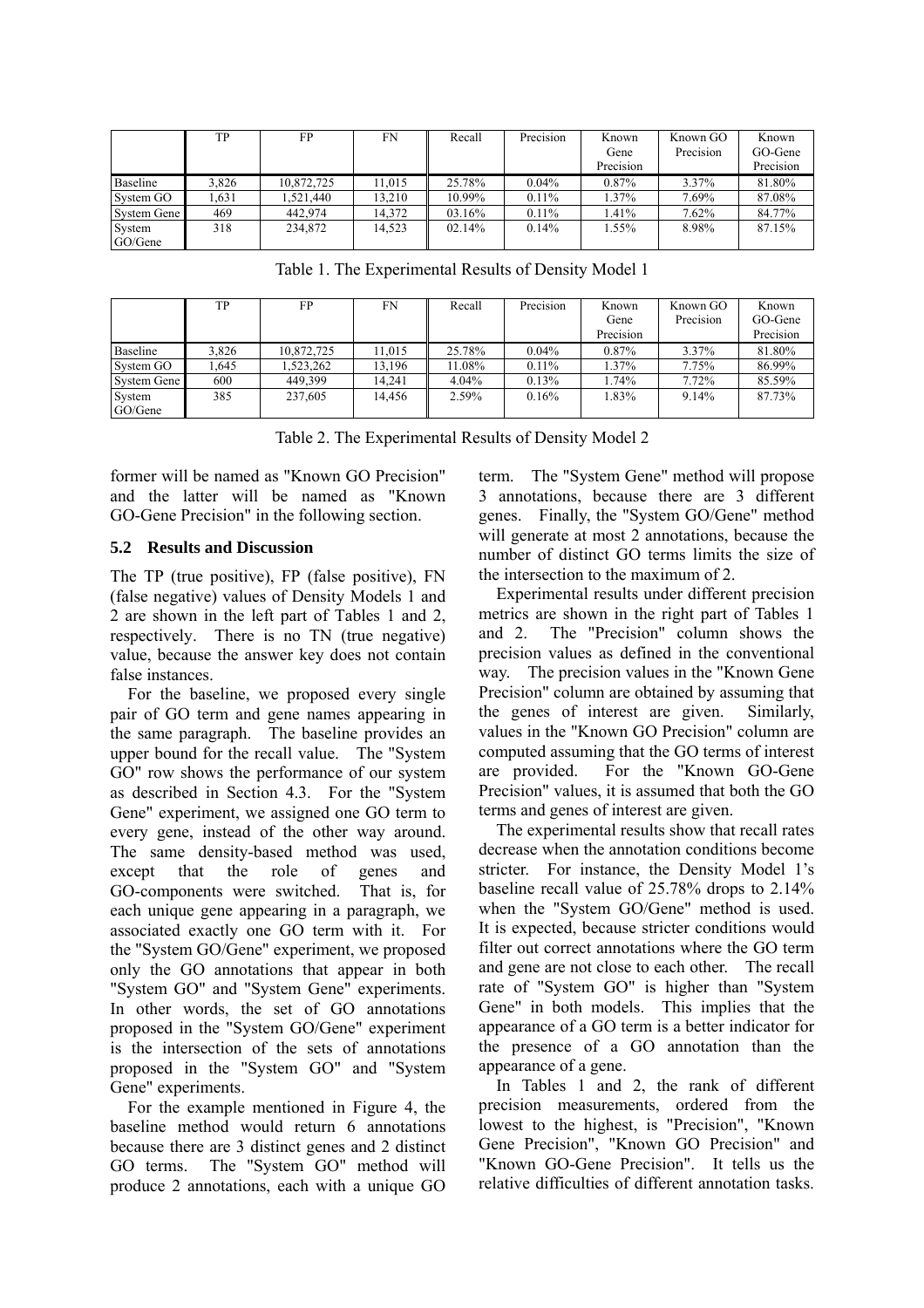| | TP | FP | FN | Recall | Precision | Known Gene Precision | Known GO Precision | Known GO-Gene Precision |
|---|---|---|---|---|---|---|---|---|
| Baseline | 3,826 | 10,872,725 | 11,015 | 25.78% | 0.04% | 0.87% | 3.37% | 81.80% |
| System GO | 1,631 | 1,521,440 | 13,210 | 10.99% | 0.11% | 1.37% | 7.69% | 87.08% |
| System Gene | 469 | 442,974 | 14,372 | 03.16% | 0.11% | 1.41% | 7.62% | 84.77% |
| System GO/Gene | 318 | 234,872 | 14,523 | 02.14% | 0.14% | 1.55% | 8.98% | 87.15% |

Table 1. The Experimental Results of Density Model 1

| | TP | FP | FN | Recall | Precision | Known Gene Precision | Known GO Precision | Known GO-Gene Precision |
|---|---|---|---|---|---|---|---|---|
| Baseline | 3,826 | 10,872,725 | 11,015 | 25.78% | 0.04% | 0.87% | 3.37% | 81.80% |
| System GO | 1,645 | 1,523,262 | 13,196 | 11.08% | 0.11% | 1.37% | 7.75% | 86.99% |
| System Gene | 600 | 449,399 | 14,241 | 4.04% | 0.13% | 1.74% | 7.72% | 85.59% |
| System GO/Gene | 385 | 237,605 | 14,456 | 2.59% | 0.16% | 1.83% | 9.14% | 87.73% |

Table 2. The Experimental Results of Density Model 2

former will be named as "Known GO Precision" and the latter will be named as "Known GO-Gene Precision" in the following section.

### 5.2 Results and Discussion

The TP (true positive), FP (false positive), FN (false negative) values of Density Models 1 and 2 are shown in the left part of Tables 1 and 2, respectively. There is no TN (true negative) value, because the answer key does not contain false instances.

For the baseline, we proposed every single pair of GO term and gene names appearing in the same paragraph. The baseline provides an upper bound for the recall value. The "System GO" row shows the performance of our system as described in Section 4.3. For the "System Gene" experiment, we assigned one GO term to every gene, instead of the other way around. The same density-based method was used, except that the role of genes and GO-components were switched. That is, for each unique gene appearing in a paragraph, we associated exactly one GO term with it. For the "System GO/Gene" experiment, we proposed only the GO annotations that appear in both "System GO" and "System Gene" experiments. In other words, the set of GO annotations proposed in the "System GO/Gene" experiment is the intersection of the sets of annotations proposed in the "System GO" and "System Gene" experiments.

For the example mentioned in Figure 4, the baseline method would return 6 annotations because there are 3 distinct genes and 2 distinct GO terms. The "System GO" method will produce 2 annotations, each with a unique GO term. The "System Gene" method will propose 3 annotations, because there are 3 different genes. Finally, the "System GO/Gene" method will generate at most 2 annotations, because the number of distinct GO terms limits the size of the intersection to the maximum of 2.

Experimental results under different precision metrics are shown in the right part of Tables 1 and 2. The "Precision" column shows the precision values as defined in the conventional way. The precision values in the "Known Gene Precision" column are obtained by assuming that the genes of interest are given. Similarly, values in the "Known GO Precision" column are computed assuming that the GO terms of interest are provided. For the "Known GO-Gene Precision" values, it is assumed that both the GO terms and genes of interest are given.

The experimental results show that recall rates decrease when the annotation conditions become stricter. For instance, the Density Model 1's baseline recall value of 25.78% drops to 2.14% when the "System GO/Gene" method is used. It is expected, because stricter conditions would filter out correct annotations where the GO term and gene are not close to each other. The recall rate of "System GO" is higher than "System Gene" in both models. This implies that the appearance of a GO term is a better indicator for the presence of a GO annotation than the appearance of a gene.

In Tables 1 and 2, the rank of different precision measurements, ordered from the lowest to the highest, is "Precision", "Known Gene Precision", "Known GO Precision" and "Known GO-Gene Precision". It tells us the relative difficulties of different annotation tasks.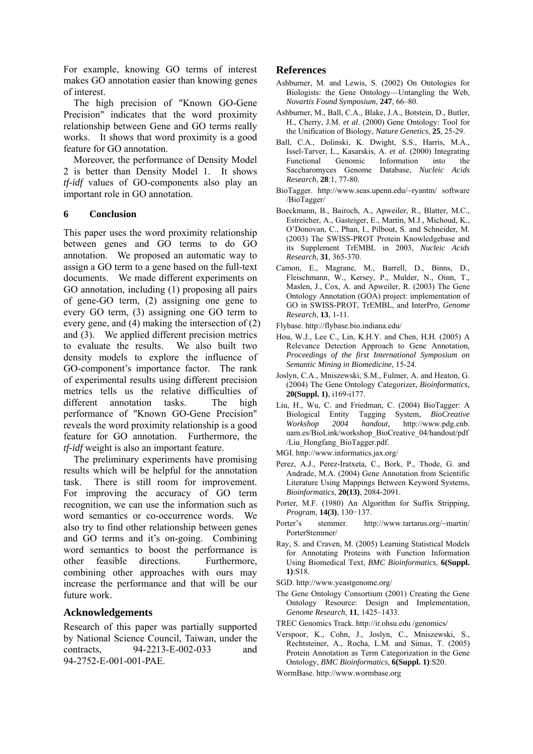For example, knowing GO terms of interest makes GO annotation easier than knowing genes of interest.

The high precision of "Known GO-Gene Precision" indicates that the word proximity relationship between Gene and GO terms really works. It shows that word proximity is a good feature for GO annotation.

Moreover, the performance of Density Model 2 is better than Density Model 1. It shows *tf-idf* values of GO-components also play an important role in GO annotation.

## 6 Conclusion

This paper uses the word proximity relationship between genes and GO terms to do GO annotation. We proposed an automatic way to assign a GO term to a gene based on the full-text documents. We made different experiments on GO annotation, including (1) proposing all pairs of gene-GO term, (2) assigning one gene to every GO term, (3) assigning one GO term to every gene, and (4) making the intersection of (2) and (3). We applied different precision metrics to evaluate the results. We also built two density models to explore the influence of GO-component's importance factor. The rank of experimental results using different precision metrics tells us the relative difficulties of different annotation tasks. The high performance of "Known GO-Gene Precision" reveals the word proximity relationship is a good feature for GO annotation. Furthermore, the *tf-idf* weight is also an important feature.

The preliminary experiments have promising results which will be helpful for the annotation task. There is still room for improvement. For improving the accuracy of GO term recognition, we can use the information such as word semantics or co-occurrence words. We also try to find other relationship between genes and GO terms and it's on-going. Combining word semantics to boost the performance is other feasible directions. Furthermore, combining other approaches with ours may increase the performance and that will be our future work.

## Acknowledgements

Research of this paper was partially supported by National Science Council, Taiwan, under the contracts, 94-2213-E-002-033 and 94-2752-E-001-001-PAE.

## References

Ashburner, M. and Lewis, S. (2002) On Ontologies for Biologists: the Gene Ontology—Untangling the Web, *Novartis Found Symposium*, **247**, 66–80.

Ashburner, M., Ball, C.A., Blake, J.A., Botstein, D., Butler, H., Cherry, J.M. *et al*. (2000) Gene Ontology: Tool for the Unification of Biology, *Nature Genetics*, **25**, 25-29.

Ball, C.A., Dolinski, K. Dwight, S.S., Harris, M.A., Issel-Tarver, L., Kasarskis, A. *et al*. (2000) Integrating Functional Genomic Information into the Saccharomyces Genome Database, *Nucleic Acids Research*, **28**:1, 77-80.

BioTagger. http://www.seas.upenn.edu/~ryantm/ software /BioTagger/

Boeckmann, B., Bairoch, A., Apweiler, R., Blatter, M.C., Estreicher, A., Gasteiger, E., Martin, M.J., Michoud, K., O'Donovan, C., Phan, I., Pilbout, S. and Schneider, M. (2003) The SWISS-PROT Protein Knowledgebase and its Supplement TrEMBL in 2003, *Nucleic Acids Research*, **31**, 365-370.

Camon, E., Magrane, M., Barrell, D., Binns, D., Fleischmann, W., Kersey, P., Mulder, N., Oinn, T., Maslen, J., Cox, A. and Apweiler, R. (2003) The Gene Ontology Annotation (GOA) project: implementation of GO in SWISS-PROT, TrEMBL, and InterPro, *Genome Research*, **13**, 1-11.

Flybase. http://flybase.bio.indiana.edu/

Hou, W.J., Lee C., Lin, K.H.Y. and Chen, H.H. (2005) A Relevance Detection Approach to Gene Annotation, *Proceedings of the first International Symposium on Semantic Mining in Biomedicine*, 15-24.

Joslyn, C.A., Mniszewski, S.M., Fulmer, A. and Heaton, G. (2004) The Gene Ontology Categorizer, *Bioinformatics*, **20(Suppl. 1)**, i169-i177.

Liu, H., Wu, C. and Friedman, C. (2004) BioTagger: A Biological Entity Tagging System, *BioCreative Workshop 2004 handout*, http://www.pdg.cnb. uam.es/BioLink/workshop_BioCreative_04/handout/pdf /Liu_Hongfang_BioTagger.pdf.

MGI. http://www.informatics.jax.org/

Perez, A.J., Perez-Iratxeta, C., Bork, P., Thode, G. and Andrade, M.A. (2004) Gene Annotation from Scientific Literature Using Mappings Between Keyword Systems, *Bioinformatics*, **20(13)**, 2084-2091.

Porter, M.F. (1980) An Algorithm for Suffix Stripping, *Program*, **14(3)**, 130−137.

Porter's stemmer. http://www.tartarus.org/~martin/ PorterStemmer/

Ray, S. and Craven, M. (2005) Learning Statistical Models for Annotating Proteins with Function Information Using Biomedical Text, *BMC Bioinformatics*, **6(Suppl. 1)**:S18.

SGD. http://www.yeastgenome.org/

The Gene Ontology Consortium (2001) Creating the Gene Ontology Resource: Design and Implementation, *Genome Research*, **11**, 1425–1433.

TREC Genomics Track. http://ir.ohsu.edu /genomics/

Verspoor, K., Cohn, J., Joslyn, C., Mniszewski, S., Rechtsteiner, A., Rocha, L.M. and Simas, T. (2005) Protein Annotation as Term Categorization in the Gene Ontology, *BMC Bioinformatics*, **6(Suppl. 1)**:S20.

WormBase. http://www.wormbase.org